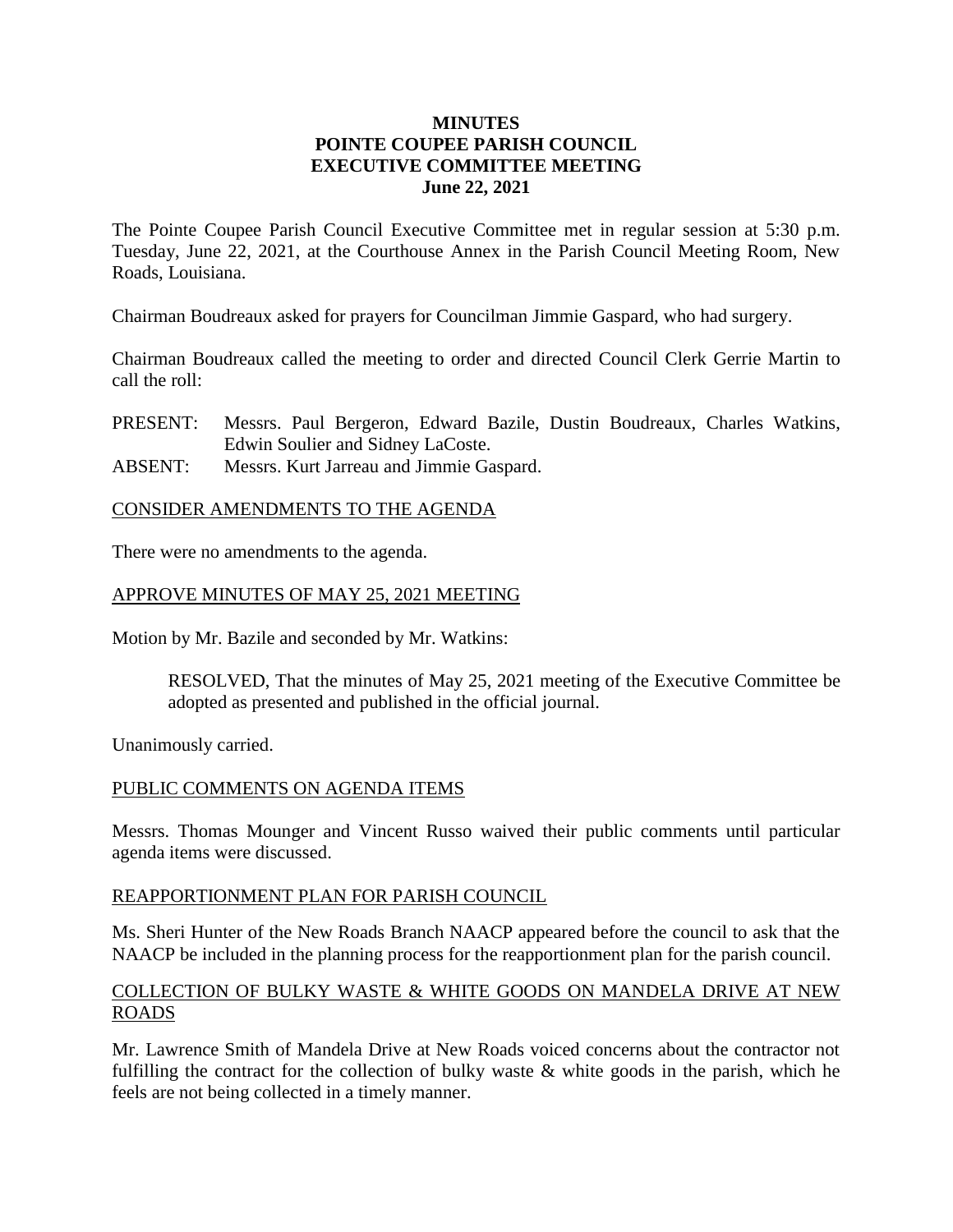# MINUTES
# POINTE COUPEE PARISH COUNCIL
# EXECUTIVE COMMITTEE MEETING
# June 22, 2021

The Pointe Coupee Parish Council Executive Committee met in regular session at 5:30 p.m. Tuesday, June 22, 2021, at the Courthouse Annex in the Parish Council Meeting Room, New Roads, Louisiana.

Chairman Boudreaux asked for prayers for Councilman Jimmie Gaspard, who had surgery.

Chairman Boudreaux called the meeting to order and directed Council Clerk Gerrie Martin to call the roll:

PRESENT: Messrs. Paul Bergeron, Edward Bazile, Dustin Boudreaux, Charles Watkins, Edwin Soulier and Sidney LaCoste.
ABSENT: Messrs. Kurt Jarreau and Jimmie Gaspard.

## CONSIDER AMENDMENTS TO THE AGENDA

There were no amendments to the agenda.

## APPROVE MINUTES OF MAY 25, 2021 MEETING

Motion by Mr. Bazile and seconded by Mr. Watkins:

> RESOLVED, That the minutes of May 25, 2021 meeting of the Executive Committee be adopted as presented and published in the official journal.

Unanimously carried.

## PUBLIC COMMENTS ON AGENDA ITEMS

Messrs. Thomas Mounger and Vincent Russo waived their public comments until particular agenda items were discussed.

## REAPPORTIONMENT PLAN FOR PARISH COUNCIL

Ms. Sheri Hunter of the New Roads Branch NAACP appeared before the council to ask that the NAACP be included in the planning process for the reapportionment plan for the parish council.

## COLLECTION OF BULKY WASTE & WHITE GOODS ON MANDELA DRIVE AT NEW ROADS

Mr. Lawrence Smith of Mandela Drive at New Roads voiced concerns about the contractor not fulfilling the contract for the collection of bulky waste & white goods in the parish, which he feels are not being collected in a timely manner.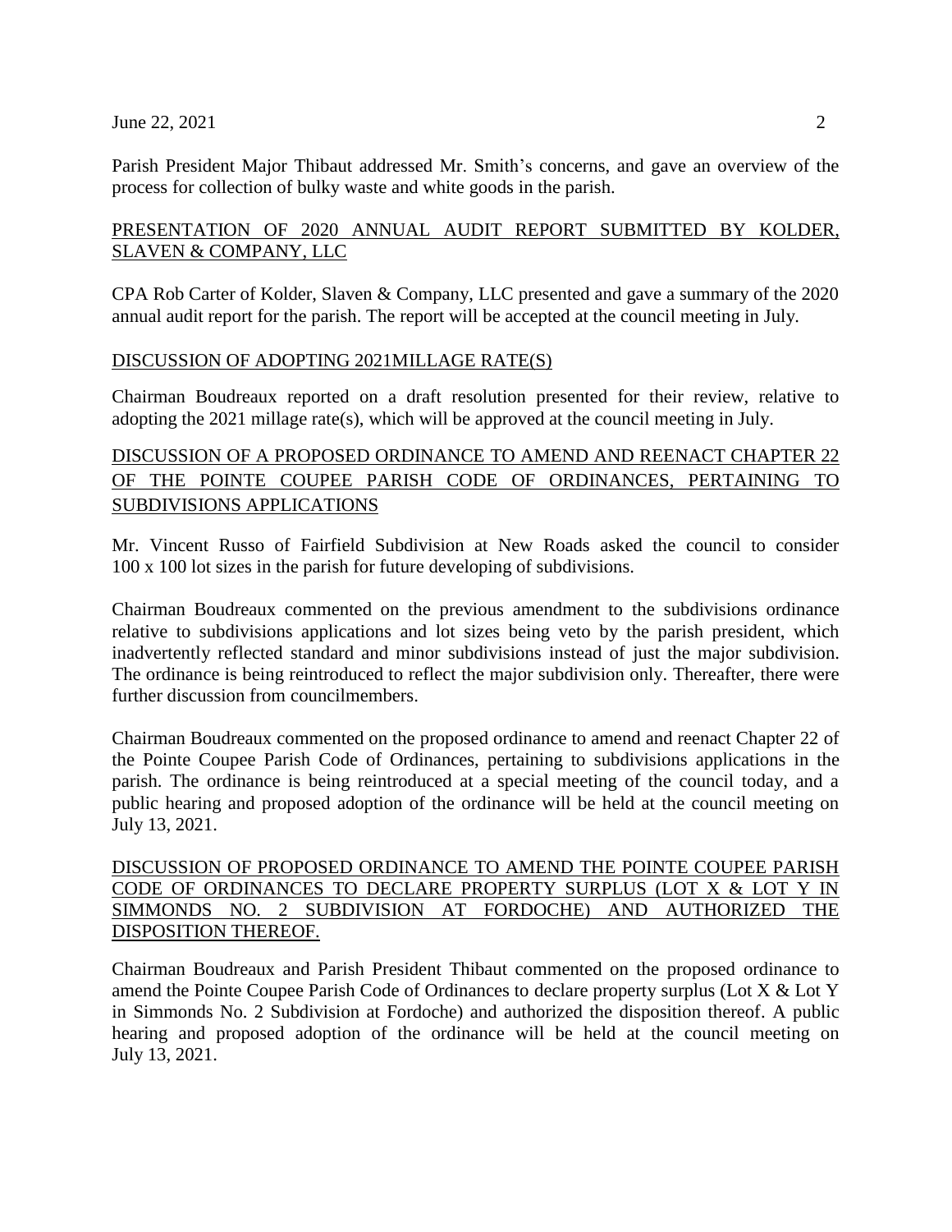Parish President Major Thibaut addressed Mr. Smith's concerns, and gave an overview of the process for collection of bulky waste and white goods in the parish.

<u>PRESENTATION OF 2020 ANNUAL AUDIT REPORT SUBMITTED BY KOLDER, SLAVEN & COMPANY, LLC</u>

CPA Rob Carter of Kolder, Slaven & Company, LLC presented and gave a summary of the 2020 annual audit report for the parish. The report will be accepted at the council meeting in July.

<u>DISCUSSION OF ADOPTING 2021MILLAGE RATE(S)</u>

Chairman Boudreaux reported on a draft resolution presented for their review, relative to adopting the 2021 millage rate(s), which will be approved at the council meeting in July.

<u>DISCUSSION OF A PROPOSED ORDINANCE TO AMEND AND REENACT CHAPTER 22 OF THE POINTE COUPEE PARISH CODE OF ORDINANCES, PERTAINING TO SUBDIVISIONS APPLICATIONS</u>

Mr. Vincent Russo of Fairfield Subdivision at New Roads asked the council to consider 100 x 100 lot sizes in the parish for future developing of subdivisions.

Chairman Boudreaux commented on the previous amendment to the subdivisions ordinance relative to subdivisions applications and lot sizes being veto by the parish president, which inadvertently reflected standard and minor subdivisions instead of just the major subdivision. The ordinance is being reintroduced to reflect the major subdivision only. Thereafter, there were further discussion from councilmembers.

Chairman Boudreaux commented on the proposed ordinance to amend and reenact Chapter 22 of the Pointe Coupee Parish Code of Ordinances, pertaining to subdivisions applications in the parish. The ordinance is being reintroduced at a special meeting of the council today, and a public hearing and proposed adoption of the ordinance will be held at the council meeting on July 13, 2021.

<u>DISCUSSION OF PROPOSED ORDINANCE TO AMEND THE POINTE COUPEE PARISH CODE OF ORDINANCES TO DECLARE PROPERTY SURPLUS (LOT X & LOT Y IN SIMMONDS NO. 2 SUBDIVISION AT FORDOCHE) AND AUTHORIZED THE DISPOSITION THEREOF.</u>

Chairman Boudreaux and Parish President Thibaut commented on the proposed ordinance to amend the Pointe Coupee Parish Code of Ordinances to declare property surplus (Lot X & Lot Y in Simmonds No. 2 Subdivision at Fordoche) and authorized the disposition thereof. A public hearing and proposed adoption of the ordinance will be held at the council meeting on July 13, 2021.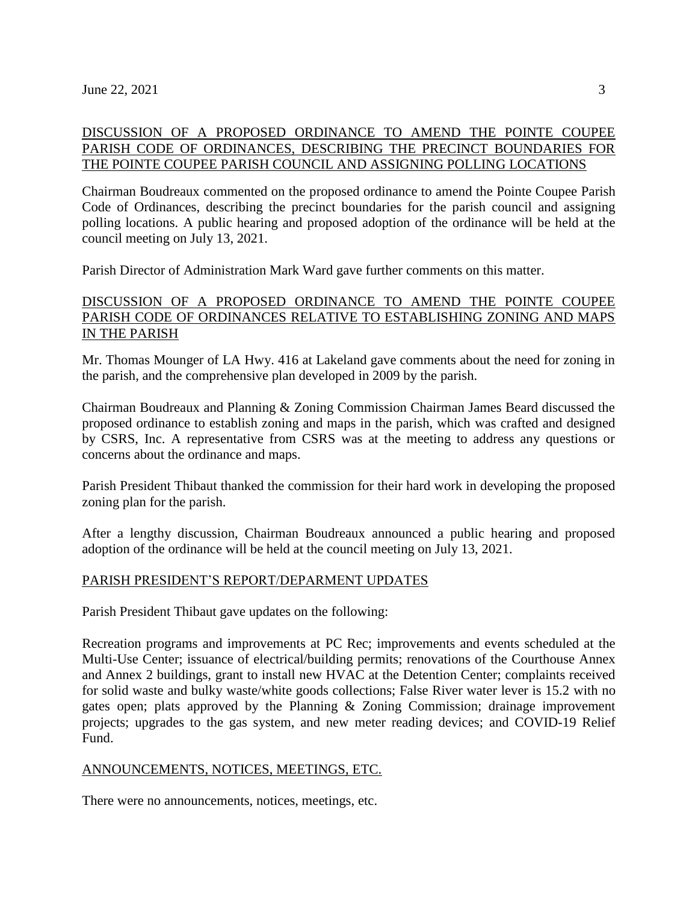## DISCUSSION OF A PROPOSED ORDINANCE TO AMEND THE POINTE COUPEE PARISH CODE OF ORDINANCES, DESCRIBING THE PRECINCT BOUNDARIES FOR THE POINTE COUPEE PARISH COUNCIL AND ASSIGNING POLLING LOCATIONS

Chairman Boudreaux commented on the proposed ordinance to amend the Pointe Coupee Parish Code of Ordinances, describing the precinct boundaries for the parish council and assigning polling locations. A public hearing and proposed adoption of the ordinance will be held at the council meeting on July 13, 2021.

Parish Director of Administration Mark Ward gave further comments on this matter.

## DISCUSSION OF A PROPOSED ORDINANCE TO AMEND THE POINTE COUPEE PARISH CODE OF ORDINANCES RELATIVE TO ESTABLISHING ZONING AND MAPS IN THE PARISH

Mr. Thomas Mounger of LA Hwy. 416 at Lakeland gave comments about the need for zoning in the parish, and the comprehensive plan developed in 2009 by the parish.

Chairman Boudreaux and Planning & Zoning Commission Chairman James Beard discussed the proposed ordinance to establish zoning and maps in the parish, which was crafted and designed by CSRS, Inc. A representative from CSRS was at the meeting to address any questions or concerns about the ordinance and maps.

Parish President Thibaut thanked the commission for their hard work in developing the proposed zoning plan for the parish.

After a lengthy discussion, Chairman Boudreaux announced a public hearing and proposed adoption of the ordinance will be held at the council meeting on July 13, 2021.

## PARISH PRESIDENT'S REPORT/DEPARMENT UPDATES

Parish President Thibaut gave updates on the following:

Recreation programs and improvements at PC Rec; improvements and events scheduled at the Multi-Use Center; issuance of electrical/building permits; renovations of the Courthouse Annex and Annex 2 buildings, grant to install new HVAC at the Detention Center; complaints received for solid waste and bulky waste/white goods collections; False River water lever is 15.2 with no gates open; plats approved by the Planning & Zoning Commission; drainage improvement projects; upgrades to the gas system, and new meter reading devices; and COVID-19 Relief Fund.

## ANNOUNCEMENTS, NOTICES, MEETINGS, ETC.

There were no announcements, notices, meetings, etc.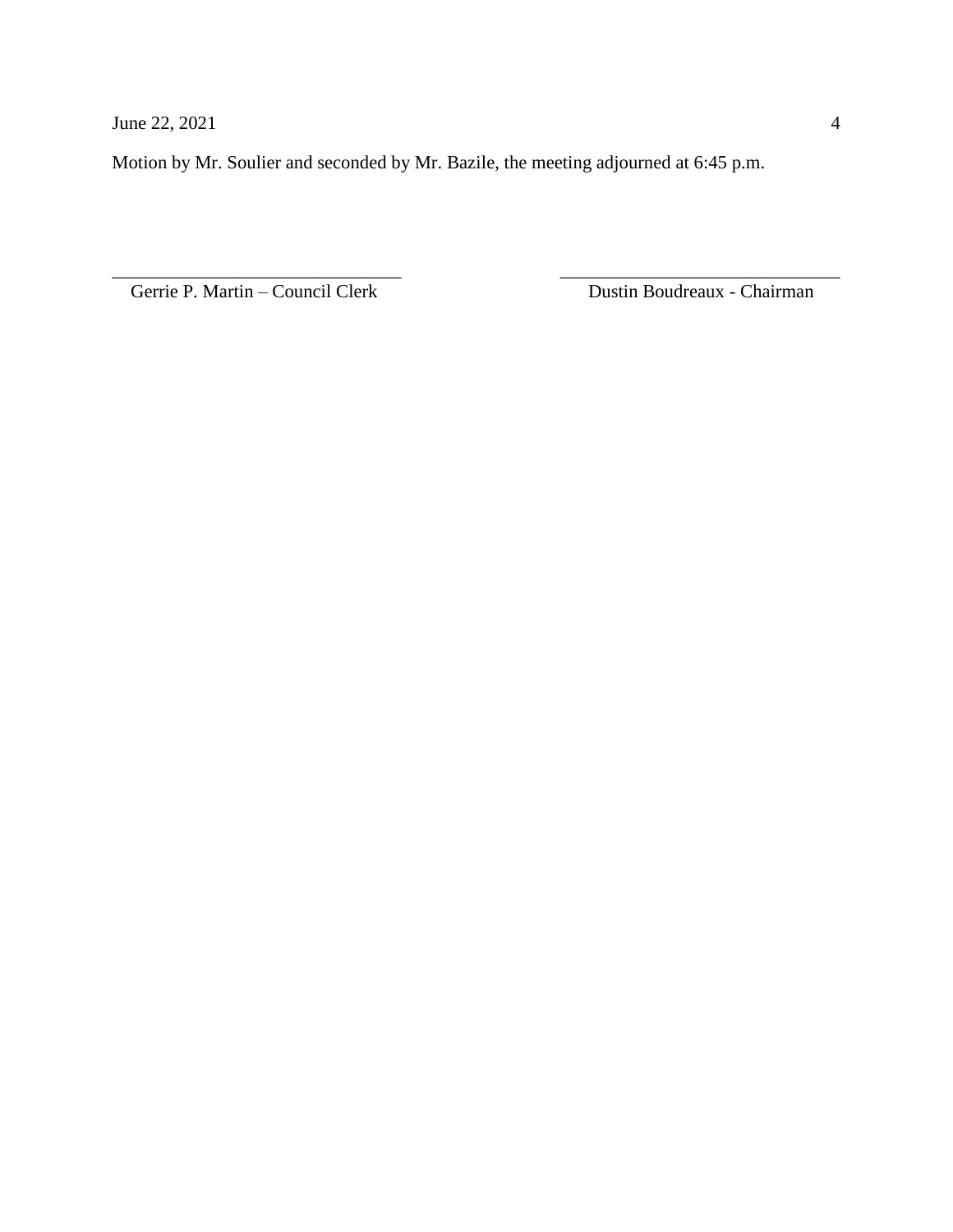Motion by Mr. Soulier and seconded by Mr. Bazile, the meeting adjourned at 6:45 p.m.

| | |
|---|---|
| ______________________________ | ______________________________ |
| Gerrie P. Martin – Council Clerk | Dustin Boudreaux - Chairman |